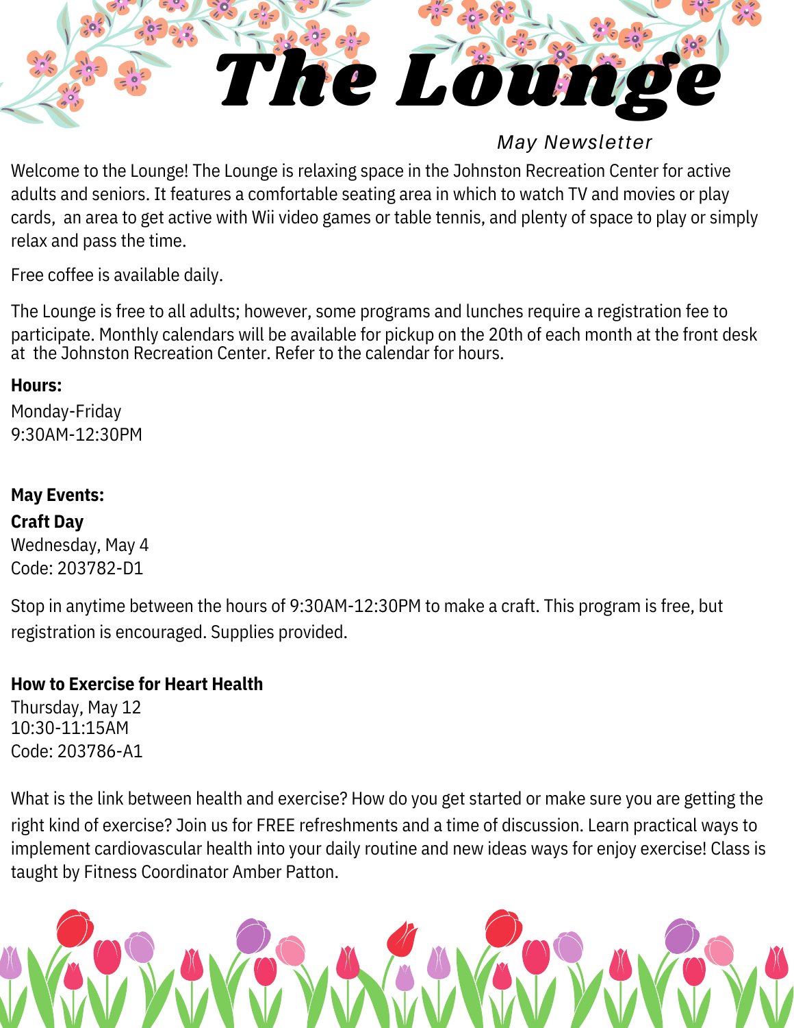# The Lounge

*May Newsletter*

Welcome to the Lounge! The Lounge is relaxing space in the Johnston Recreation Center for active adults and seniors. It features a comfortable seating area in which to watch TV and movies or play cards, an area to get active with Wii video games or table tennis, and plenty of space to play or simply relax and pass the time.

Free coffee is available daily.

The Lounge is free to all adults; however, some programs and lunches require a registration fee to participate. Monthly calendars will be available for pickup on the 20th of each month at the front desk at the Johnston Recreation Center. Refer to the calendar for hours.

**Hours:**

Monday-Friday
9:30AM-12:30PM

**May Events:**

**Craft Day**

Wednesday, May 4
Code: 203782-D1

Stop in anytime between the hours of 9:30AM-12:30PM to make a craft. This program is free, but registration is encouraged. Supplies provided.

**How to Exercise for Heart Health**

Thursday, May 12
10:30-11:15AM
Code: 203786-A1

What is the link between health and exercise? How do you get started or make sure you are getting the right kind of exercise? Join us for FREE refreshments and a time of discussion. Learn practical ways to implement cardiovascular health into your daily routine and new ideas ways for enjoy exercise! Class is taught by Fitness Coordinator Amber Patton.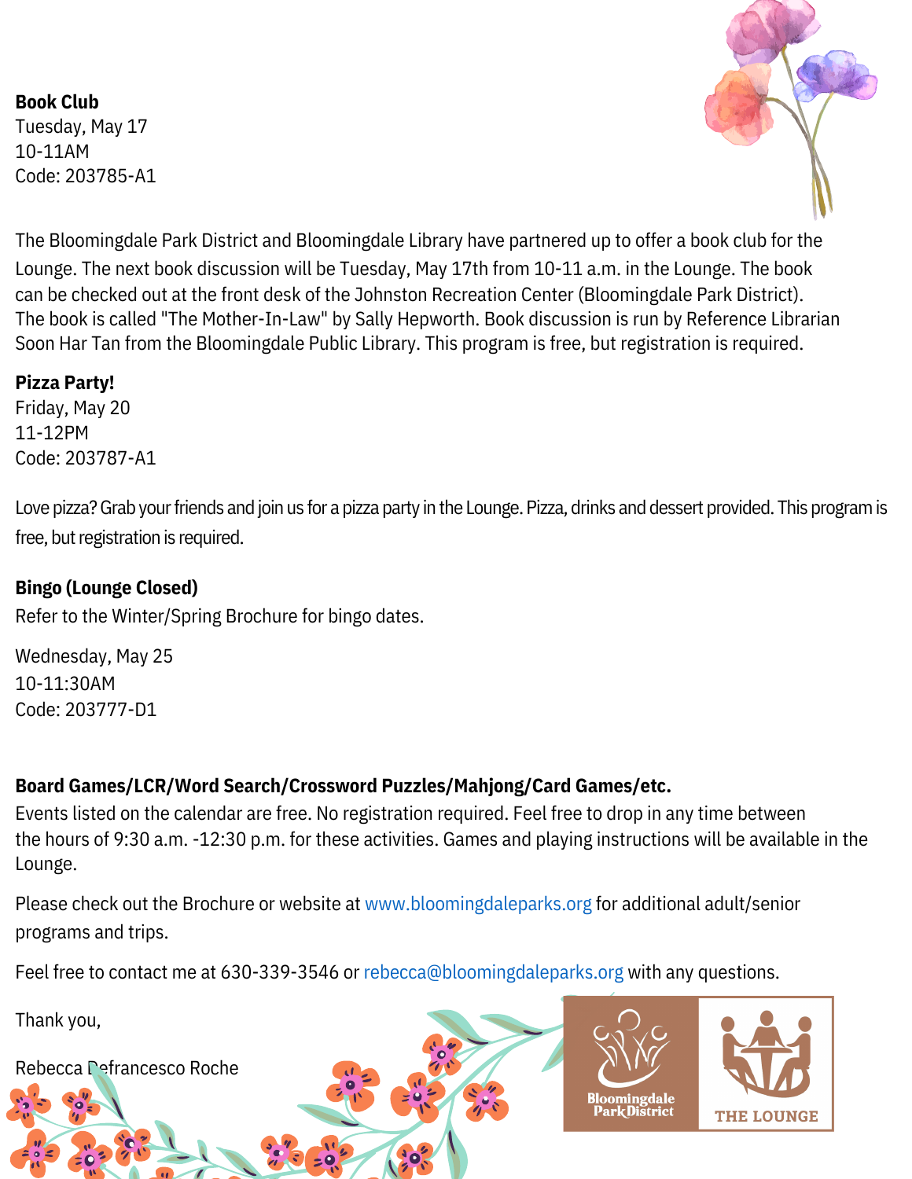**Book Club**
Tuesday, May 17
10-11AM
Code: 203785-A1

The Bloomingdale Park District and Bloomingdale Library have partnered up to offer a book club for the Lounge. The next book discussion will be Tuesday, May 17th from 10-11 a.m. in the Lounge. The book can be checked out at the front desk of the Johnston Recreation Center (Bloomingdale Park District). The book is called "The Mother-In-Law" by Sally Hepworth. Book discussion is run by Reference Librarian Soon Har Tan from the Bloomingdale Public Library. This program is free, but registration is required.

**Pizza Party!**
Friday, May 20
11-12PM
Code: 203787-A1

Love pizza? Grab your friends and join us for a pizza party in the Lounge. Pizza, drinks and dessert provided. This program is free, but registration is required.

**Bingo (Lounge Closed)**
Refer to the Winter/Spring Brochure for bingo dates.

Wednesday, May 25
10-11:30AM
Code: 203777-D1

**Board Games/LCR/Word Search/Crossword Puzzles/Mahjong/Card Games/etc.**
Events listed on the calendar are free. No registration required. Feel free to drop in any time between the hours of 9:30 a.m. -12:30 p.m. for these activities. Games and playing instructions will be available in the Lounge.

Please check out the Brochure or website at www.bloomingdaleparks.org for additional adult/senior programs and trips.

Feel free to contact me at 630-339-3546 or rebecca@bloomingdaleparks.org with any questions.

Thank you,

Rebecca Defrancesco Roche

Bloomingdale Park District

THE LOUNGE